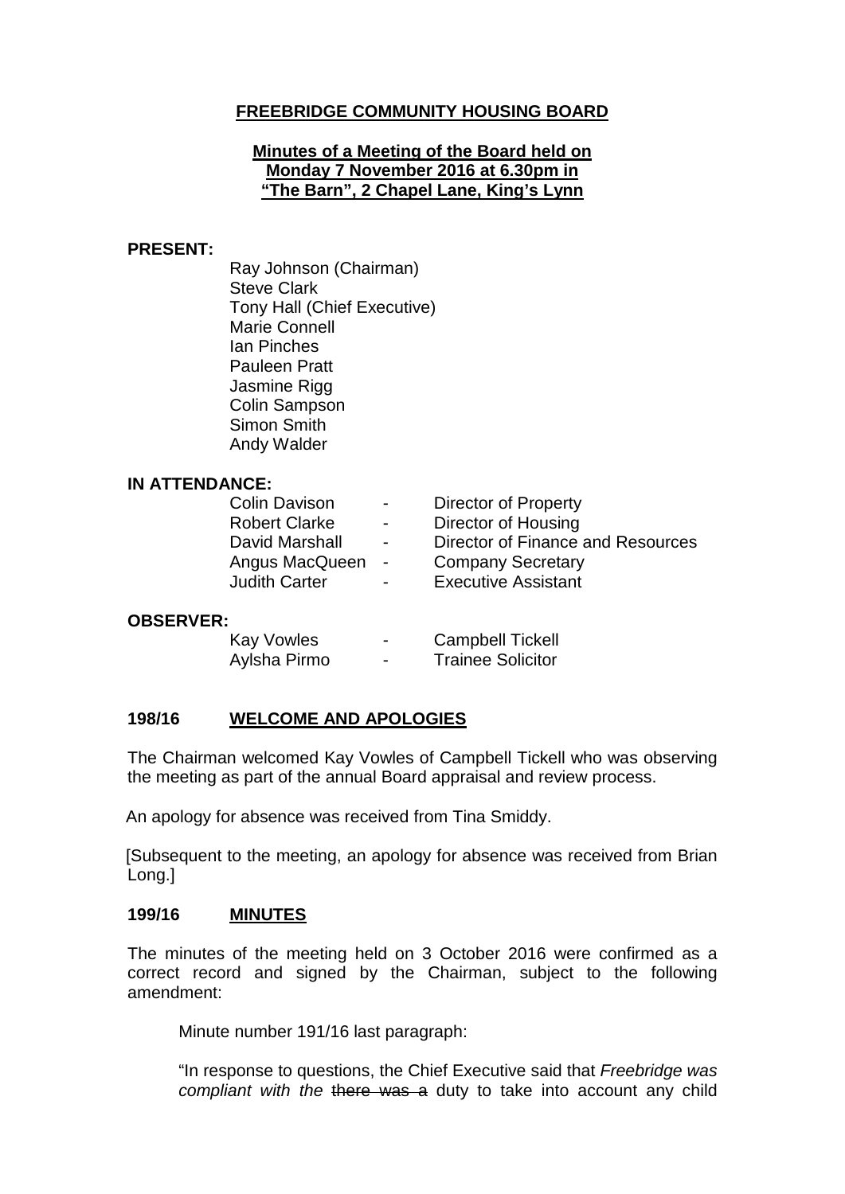**FREEBRIDGE COMMUNITY HOUSING BOARD**

**Minutes of a Meeting of the Board held on Monday 7 November 2016 at 6.30pm in "The Barn", 2 Chapel Lane, King's Lynn**

**PRESENT:**

Ray Johnson (Chairman)
Steve Clark
Tony Hall (Chief Executive)
Marie Connell
Ian Pinches
Pauleen Pratt
Jasmine Rigg
Colin Sampson
Simon Smith
Andy Walder

**IN ATTENDANCE:**

| | | |
|---|---|---|
| Colin Davison | - | Director of Property |
| Robert Clarke | - | Director of Housing |
| David Marshall | - | Director of Finance and Resources |
| Angus MacQueen | - | Company Secretary |
| Judith Carter | - | Executive Assistant |

**OBSERVER:**

| | | |
|---|---|---|
| Kay Vowles | - | Campbell Tickell |
| Aylsha Pirmo | - | Trainee Solicitor |

**198/16 WELCOME AND APOLOGIES**

The Chairman welcomed Kay Vowles of Campbell Tickell who was observing the meeting as part of the annual Board appraisal and review process.

An apology for absence was received from Tina Smiddy.

[Subsequent to the meeting, an apology for absence was received from Brian Long.]

**199/16 MINUTES**

The minutes of the meeting held on 3 October 2016 were confirmed as a correct record and signed by the Chairman, subject to the following amendment:

Minute number 191/16 last paragraph:

"In response to questions, the Chief Executive said that *Freebridge was compliant with the* ~~there was a~~ duty to take into account any child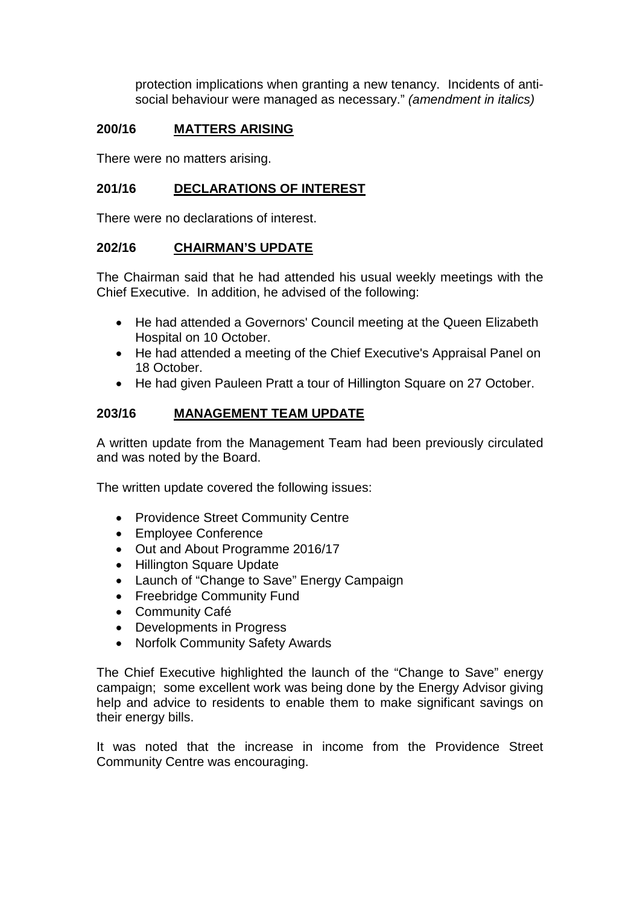protection implications when granting a new tenancy. Incidents of anti-social behaviour were managed as necessary." *(amendment in italics)*

## 200/16 MATTERS ARISING

There were no matters arising.

## 201/16 DECLARATIONS OF INTEREST

There were no declarations of interest.

## 202/16 CHAIRMAN'S UPDATE

The Chairman said that he had attended his usual weekly meetings with the Chief Executive. In addition, he advised of the following:

- He had attended a Governors' Council meeting at the Queen Elizabeth Hospital on 10 October.
- He had attended a meeting of the Chief Executive's Appraisal Panel on 18 October.
- He had given Pauleen Pratt a tour of Hillington Square on 27 October.

## 203/16 MANAGEMENT TEAM UPDATE

A written update from the Management Team had been previously circulated and was noted by the Board.

The written update covered the following issues:

- Providence Street Community Centre
- Employee Conference
- Out and About Programme 2016/17
- Hillington Square Update
- Launch of "Change to Save" Energy Campaign
- Freebridge Community Fund
- Community Café
- Developments in Progress
- Norfolk Community Safety Awards

The Chief Executive highlighted the launch of the "Change to Save" energy campaign; some excellent work was being done by the Energy Advisor giving help and advice to residents to enable them to make significant savings on their energy bills.

It was noted that the increase in income from the Providence Street Community Centre was encouraging.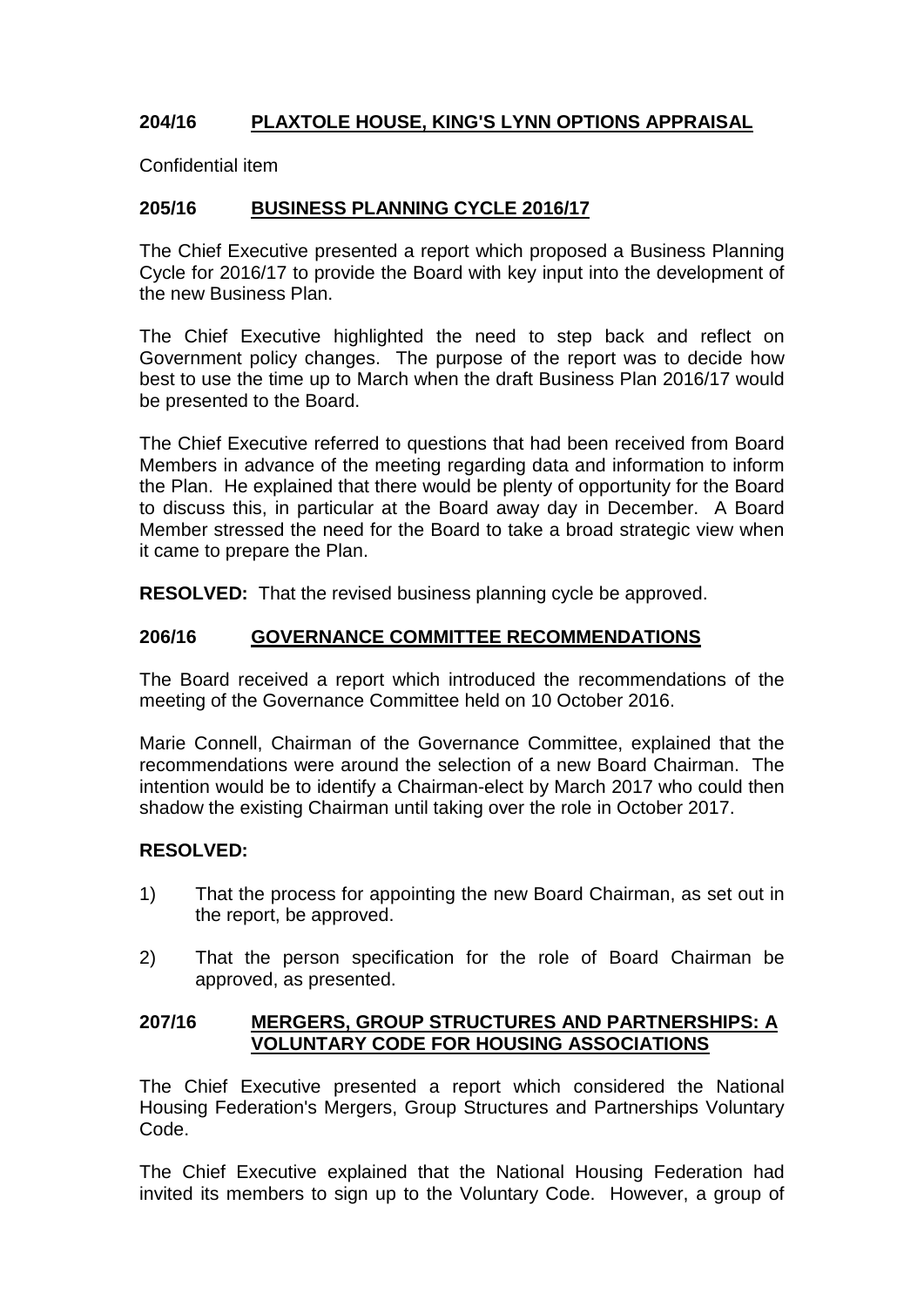## 204/16 PLAXTOLE HOUSE, KING'S LYNN OPTIONS APPRAISAL

Confidential item

## 205/16 BUSINESS PLANNING CYCLE 2016/17

The Chief Executive presented a report which proposed a Business Planning Cycle for 2016/17 to provide the Board with key input into the development of the new Business Plan.

The Chief Executive highlighted the need to step back and reflect on Government policy changes. The purpose of the report was to decide how best to use the time up to March when the draft Business Plan 2016/17 would be presented to the Board.

The Chief Executive referred to questions that had been received from Board Members in advance of the meeting regarding data and information to inform the Plan. He explained that there would be plenty of opportunity for the Board to discuss this, in particular at the Board away day in December. A Board Member stressed the need for the Board to take a broad strategic view when it came to prepare the Plan.

**RESOLVED:** That the revised business planning cycle be approved.

## 206/16 GOVERNANCE COMMITTEE RECOMMENDATIONS

The Board received a report which introduced the recommendations of the meeting of the Governance Committee held on 10 October 2016.

Marie Connell, Chairman of the Governance Committee, explained that the recommendations were around the selection of a new Board Chairman. The intention would be to identify a Chairman-elect by March 2017 who could then shadow the existing Chairman until taking over the role in October 2017.

**RESOLVED:**

1) That the process for appointing the new Board Chairman, as set out in the report, be approved.

2) That the person specification for the role of Board Chairman be approved, as presented.

## 207/16 MERGERS, GROUP STRUCTURES AND PARTNERSHIPS: A VOLUNTARY CODE FOR HOUSING ASSOCIATIONS

The Chief Executive presented a report which considered the National Housing Federation's Mergers, Group Structures and Partnerships Voluntary Code.

The Chief Executive explained that the National Housing Federation had invited its members to sign up to the Voluntary Code. However, a group of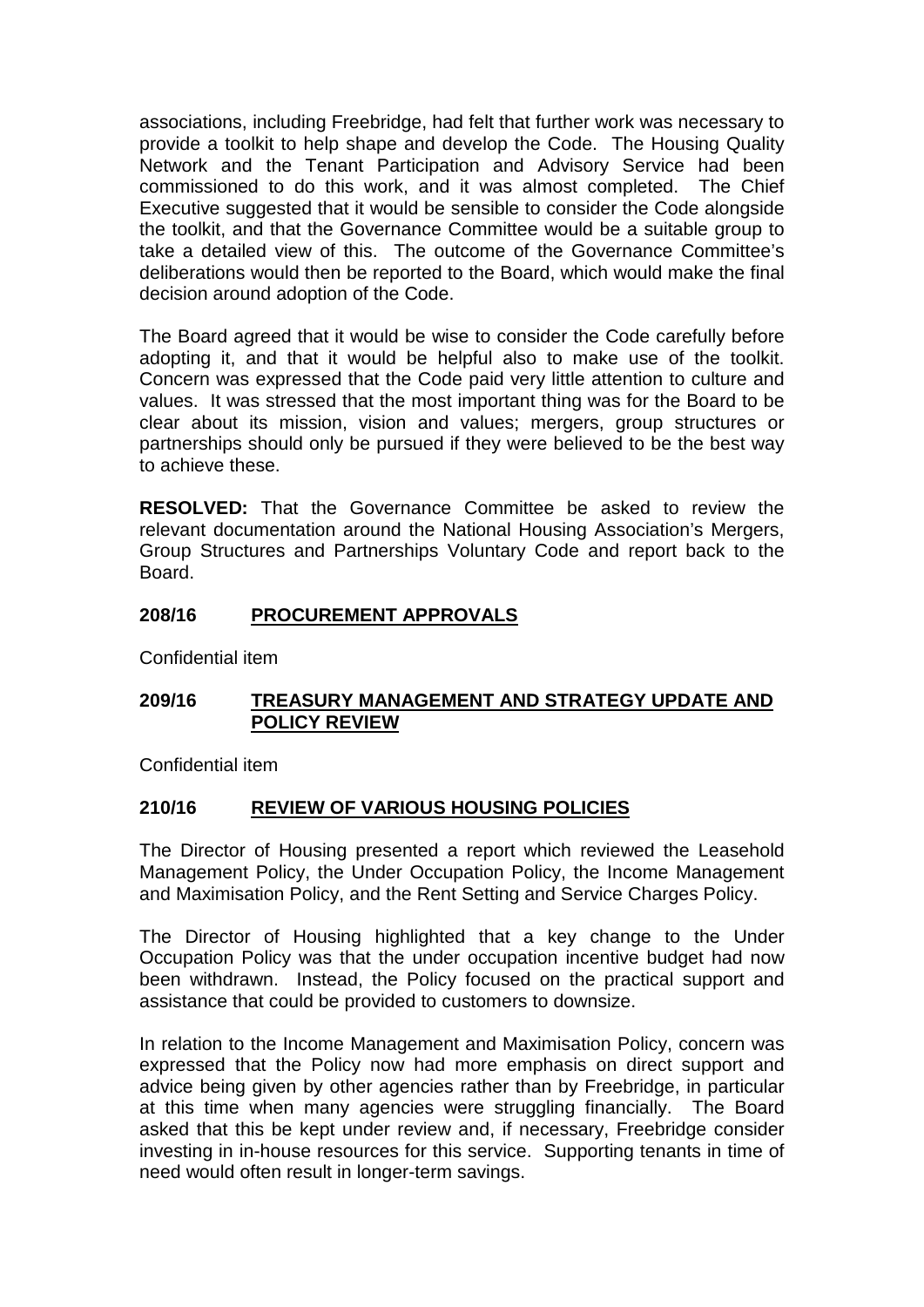associations, including Freebridge, had felt that further work was necessary to provide a toolkit to help shape and develop the Code. The Housing Quality Network and the Tenant Participation and Advisory Service had been commissioned to do this work, and it was almost completed. The Chief Executive suggested that it would be sensible to consider the Code alongside the toolkit, and that the Governance Committee would be a suitable group to take a detailed view of this. The outcome of the Governance Committee's deliberations would then be reported to the Board, which would make the final decision around adoption of the Code.

The Board agreed that it would be wise to consider the Code carefully before adopting it, and that it would be helpful also to make use of the toolkit. Concern was expressed that the Code paid very little attention to culture and values. It was stressed that the most important thing was for the Board to be clear about its mission, vision and values; mergers, group structures or partnerships should only be pursued if they were believed to be the best way to achieve these.

**RESOLVED:** That the Governance Committee be asked to review the relevant documentation around the National Housing Association's Mergers, Group Structures and Partnerships Voluntary Code and report back to the Board.

## 208/16 PROCUREMENT APPROVALS

Confidential item

## 209/16 TREASURY MANAGEMENT AND STRATEGY UPDATE AND POLICY REVIEW

Confidential item

## 210/16 REVIEW OF VARIOUS HOUSING POLICIES

The Director of Housing presented a report which reviewed the Leasehold Management Policy, the Under Occupation Policy, the Income Management and Maximisation Policy, and the Rent Setting and Service Charges Policy.

The Director of Housing highlighted that a key change to the Under Occupation Policy was that the under occupation incentive budget had now been withdrawn. Instead, the Policy focused on the practical support and assistance that could be provided to customers to downsize.

In relation to the Income Management and Maximisation Policy, concern was expressed that the Policy now had more emphasis on direct support and advice being given by other agencies rather than by Freebridge, in particular at this time when many agencies were struggling financially. The Board asked that this be kept under review and, if necessary, Freebridge consider investing in in-house resources for this service. Supporting tenants in time of need would often result in longer-term savings.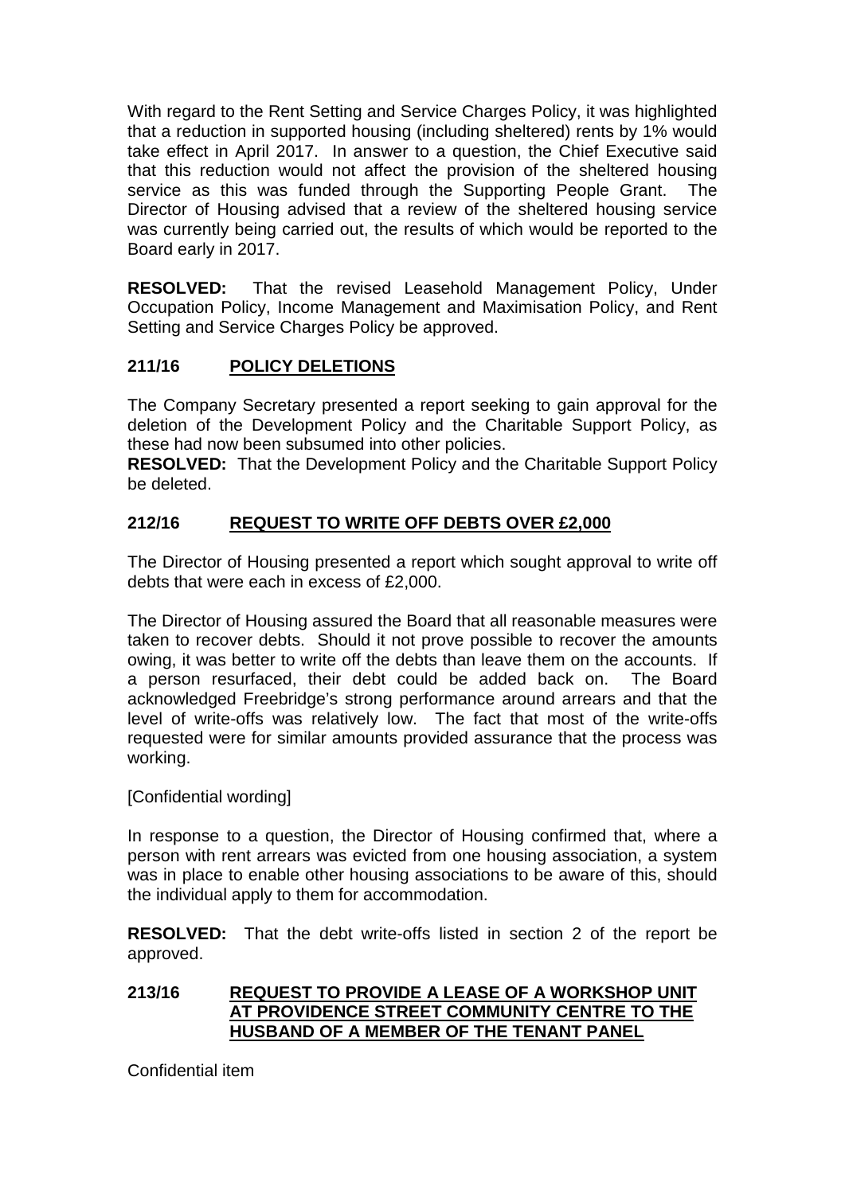With regard to the Rent Setting and Service Charges Policy, it was highlighted that a reduction in supported housing (including sheltered) rents by 1% would take effect in April 2017. In answer to a question, the Chief Executive said that this reduction would not affect the provision of the sheltered housing service as this was funded through the Supporting People Grant. The Director of Housing advised that a review of the sheltered housing service was currently being carried out, the results of which would be reported to the Board early in 2017.

**RESOLVED:** That the revised Leasehold Management Policy, Under Occupation Policy, Income Management and Maximisation Policy, and Rent Setting and Service Charges Policy be approved.

## 211/16 POLICY DELETIONS

The Company Secretary presented a report seeking to gain approval for the deletion of the Development Policy and the Charitable Support Policy, as these had now been subsumed into other policies.

**RESOLVED:** That the Development Policy and the Charitable Support Policy be deleted.

## 212/16 REQUEST TO WRITE OFF DEBTS OVER £2,000

The Director of Housing presented a report which sought approval to write off debts that were each in excess of £2,000.

The Director of Housing assured the Board that all reasonable measures were taken to recover debts. Should it not prove possible to recover the amounts owing, it was better to write off the debts than leave them on the accounts. If a person resurfaced, their debt could be added back on. The Board acknowledged Freebridge's strong performance around arrears and that the level of write-offs was relatively low. The fact that most of the write-offs requested were for similar amounts provided assurance that the process was working.

[Confidential wording]

In response to a question, the Director of Housing confirmed that, where a person with rent arrears was evicted from one housing association, a system was in place to enable other housing associations to be aware of this, should the individual apply to them for accommodation.

**RESOLVED:** That the debt write-offs listed in section 2 of the report be approved.

## 213/16 REQUEST TO PROVIDE A LEASE OF A WORKSHOP UNIT AT PROVIDENCE STREET COMMUNITY CENTRE TO THE HUSBAND OF A MEMBER OF THE TENANT PANEL

Confidential item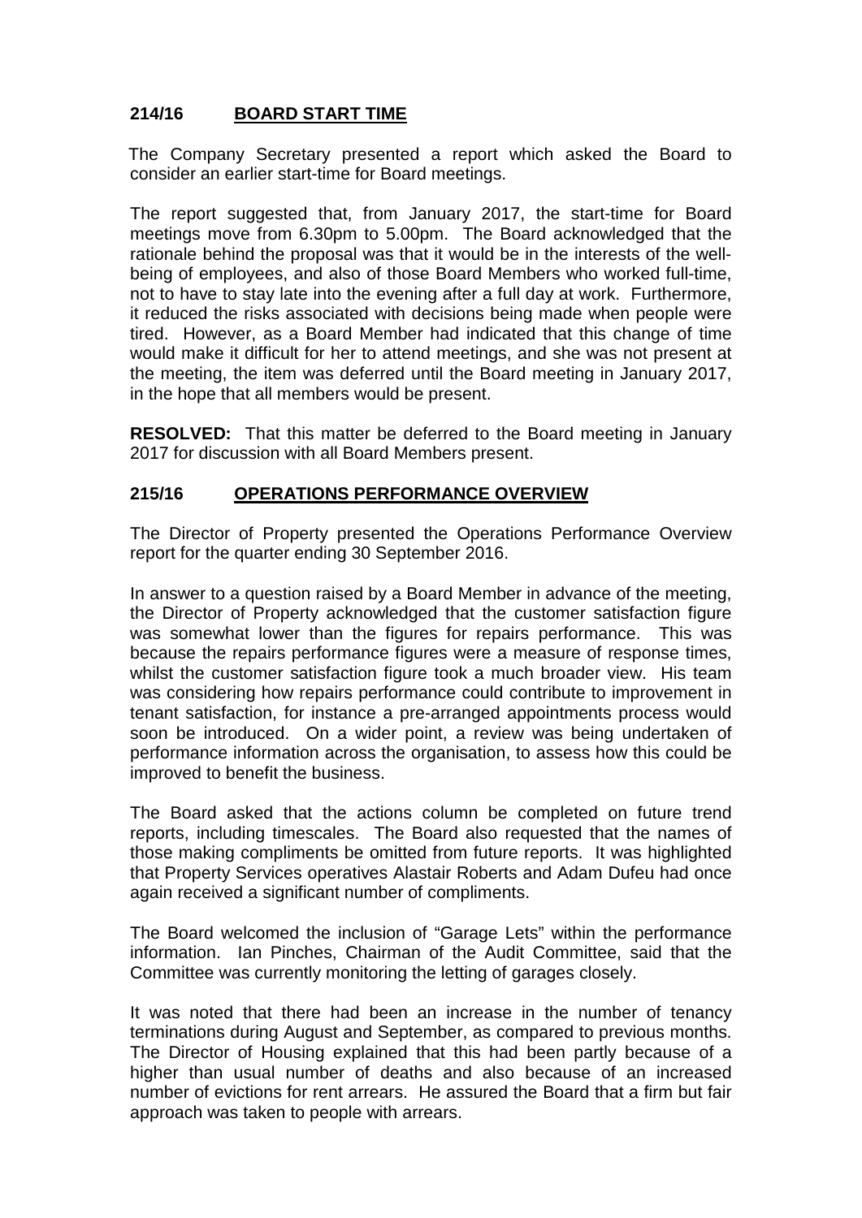## 214/16 BOARD START TIME

The Company Secretary presented a report which asked the Board to consider an earlier start-time for Board meetings.

The report suggested that, from January 2017, the start-time for Board meetings move from 6.30pm to 5.00pm. The Board acknowledged that the rationale behind the proposal was that it would be in the interests of the well-being of employees, and also of those Board Members who worked full-time, not to have to stay late into the evening after a full day at work. Furthermore, it reduced the risks associated with decisions being made when people were tired. However, as a Board Member had indicated that this change of time would make it difficult for her to attend meetings, and she was not present at the meeting, the item was deferred until the Board meeting in January 2017, in the hope that all members would be present.

**RESOLVED:** That this matter be deferred to the Board meeting in January 2017 for discussion with all Board Members present.

## 215/16 OPERATIONS PERFORMANCE OVERVIEW

The Director of Property presented the Operations Performance Overview report for the quarter ending 30 September 2016.

In answer to a question raised by a Board Member in advance of the meeting, the Director of Property acknowledged that the customer satisfaction figure was somewhat lower than the figures for repairs performance. This was because the repairs performance figures were a measure of response times, whilst the customer satisfaction figure took a much broader view. His team was considering how repairs performance could contribute to improvement in tenant satisfaction, for instance a pre-arranged appointments process would soon be introduced. On a wider point, a review was being undertaken of performance information across the organisation, to assess how this could be improved to benefit the business.

The Board asked that the actions column be completed on future trend reports, including timescales. The Board also requested that the names of those making compliments be omitted from future reports. It was highlighted that Property Services operatives Alastair Roberts and Adam Dufeu had once again received a significant number of compliments.

The Board welcomed the inclusion of "Garage Lets" within the performance information. Ian Pinches, Chairman of the Audit Committee, said that the Committee was currently monitoring the letting of garages closely.

It was noted that there had been an increase in the number of tenancy terminations during August and September, as compared to previous months. The Director of Housing explained that this had been partly because of a higher than usual number of deaths and also because of an increased number of evictions for rent arrears. He assured the Board that a firm but fair approach was taken to people with arrears.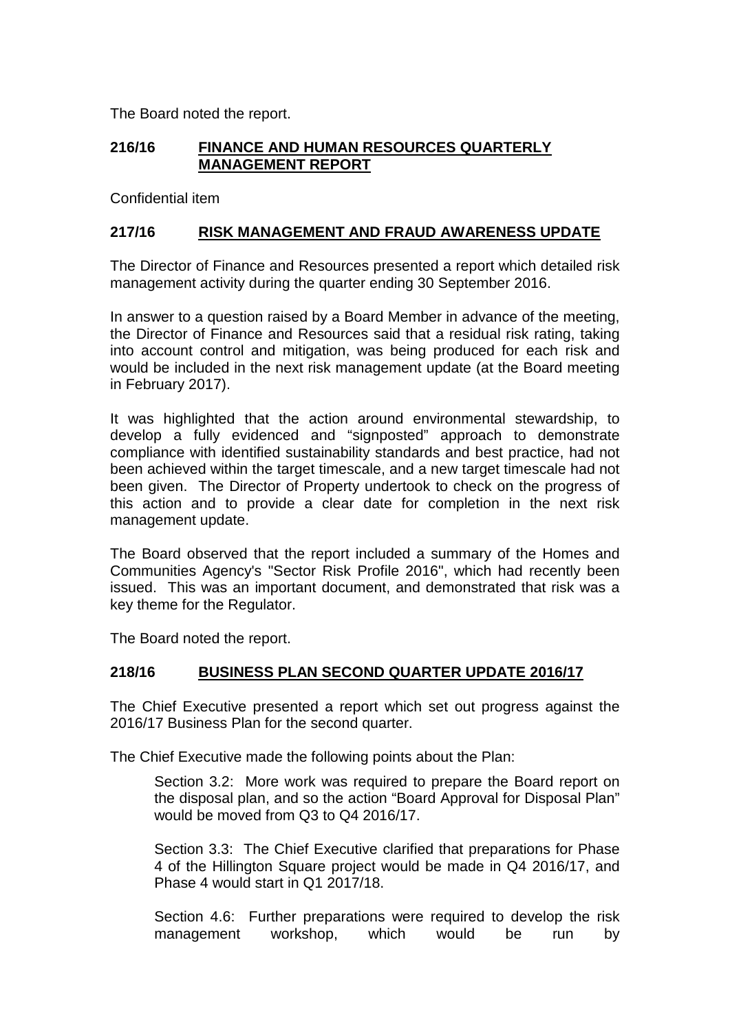The Board noted the report.

## 216/16 FINANCE AND HUMAN RESOURCES QUARTERLY MANAGEMENT REPORT

Confidential item

## 217/16 RISK MANAGEMENT AND FRAUD AWARENESS UPDATE

The Director of Finance and Resources presented a report which detailed risk management activity during the quarter ending 30 September 2016.

In answer to a question raised by a Board Member in advance of the meeting, the Director of Finance and Resources said that a residual risk rating, taking into account control and mitigation, was being produced for each risk and would be included in the next risk management update (at the Board meeting in February 2017).

It was highlighted that the action around environmental stewardship, to develop a fully evidenced and "signposted" approach to demonstrate compliance with identified sustainability standards and best practice, had not been achieved within the target timescale, and a new target timescale had not been given. The Director of Property undertook to check on the progress of this action and to provide a clear date for completion in the next risk management update.

The Board observed that the report included a summary of the Homes and Communities Agency's "Sector Risk Profile 2016", which had recently been issued. This was an important document, and demonstrated that risk was a key theme for the Regulator.

The Board noted the report.

## 218/16 BUSINESS PLAN SECOND QUARTER UPDATE 2016/17

The Chief Executive presented a report which set out progress against the 2016/17 Business Plan for the second quarter.

The Chief Executive made the following points about the Plan:

> Section 3.2: More work was required to prepare the Board report on the disposal plan, and so the action "Board Approval for Disposal Plan" would be moved from Q3 to Q4 2016/17.
>
> Section 3.3: The Chief Executive clarified that preparations for Phase 4 of the Hillington Square project would be made in Q4 2016/17, and Phase 4 would start in Q1 2017/18.
>
> Section 4.6: Further preparations were required to develop the risk management workshop, which would be run by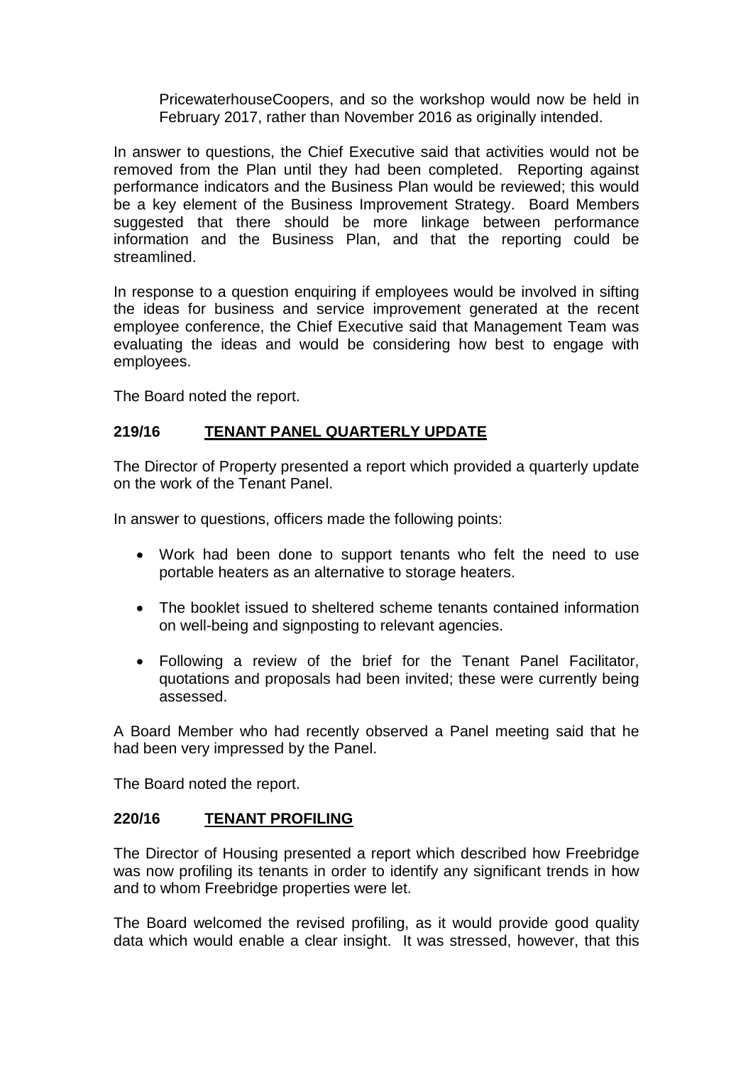PricewaterhouseCoopers, and so the workshop would now be held in February 2017, rather than November 2016 as originally intended.

In answer to questions, the Chief Executive said that activities would not be removed from the Plan until they had been completed. Reporting against performance indicators and the Business Plan would be reviewed; this would be a key element of the Business Improvement Strategy. Board Members suggested that there should be more linkage between performance information and the Business Plan, and that the reporting could be streamlined.

In response to a question enquiring if employees would be involved in sifting the ideas for business and service improvement generated at the recent employee conference, the Chief Executive said that Management Team was evaluating the ideas and would be considering how best to engage with employees.

The Board noted the report.

## 219/16 TENANT PANEL QUARTERLY UPDATE

The Director of Property presented a report which provided a quarterly update on the work of the Tenant Panel.

In answer to questions, officers made the following points:

- Work had been done to support tenants who felt the need to use portable heaters as an alternative to storage heaters.
- The booklet issued to sheltered scheme tenants contained information on well-being and signposting to relevant agencies.
- Following a review of the brief for the Tenant Panel Facilitator, quotations and proposals had been invited; these were currently being assessed.

A Board Member who had recently observed a Panel meeting said that he had been very impressed by the Panel.

The Board noted the report.

## 220/16 TENANT PROFILING

The Director of Housing presented a report which described how Freebridge was now profiling its tenants in order to identify any significant trends in how and to whom Freebridge properties were let.

The Board welcomed the revised profiling, as it would provide good quality data which would enable a clear insight. It was stressed, however, that this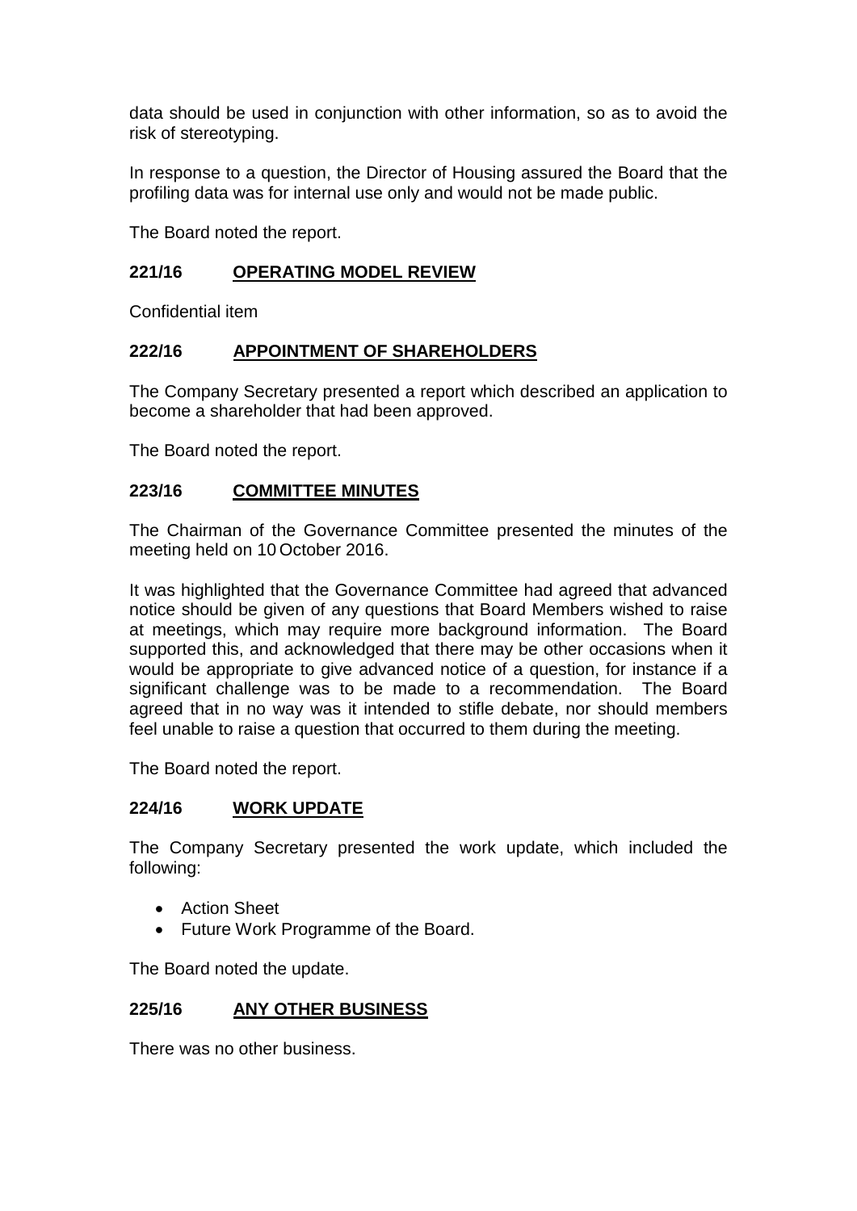data should be used in conjunction with other information, so as to avoid the risk of stereotyping.

In response to a question, the Director of Housing assured the Board that the profiling data was for internal use only and would not be made public.

The Board noted the report.

## 221/16 OPERATING MODEL REVIEW

Confidential item

## 222/16 APPOINTMENT OF SHAREHOLDERS

The Company Secretary presented a report which described an application to become a shareholder that had been approved.

The Board noted the report.

## 223/16 COMMITTEE MINUTES

The Chairman of the Governance Committee presented the minutes of the meeting held on 10 October 2016.

It was highlighted that the Governance Committee had agreed that advanced notice should be given of any questions that Board Members wished to raise at meetings, which may require more background information. The Board supported this, and acknowledged that there may be other occasions when it would be appropriate to give advanced notice of a question, for instance if a significant challenge was to be made to a recommendation. The Board agreed that in no way was it intended to stifle debate, nor should members feel unable to raise a question that occurred to them during the meeting.

The Board noted the report.

## 224/16 WORK UPDATE

The Company Secretary presented the work update, which included the following:

- Action Sheet
- Future Work Programme of the Board.

The Board noted the update.

## 225/16 ANY OTHER BUSINESS

There was no other business.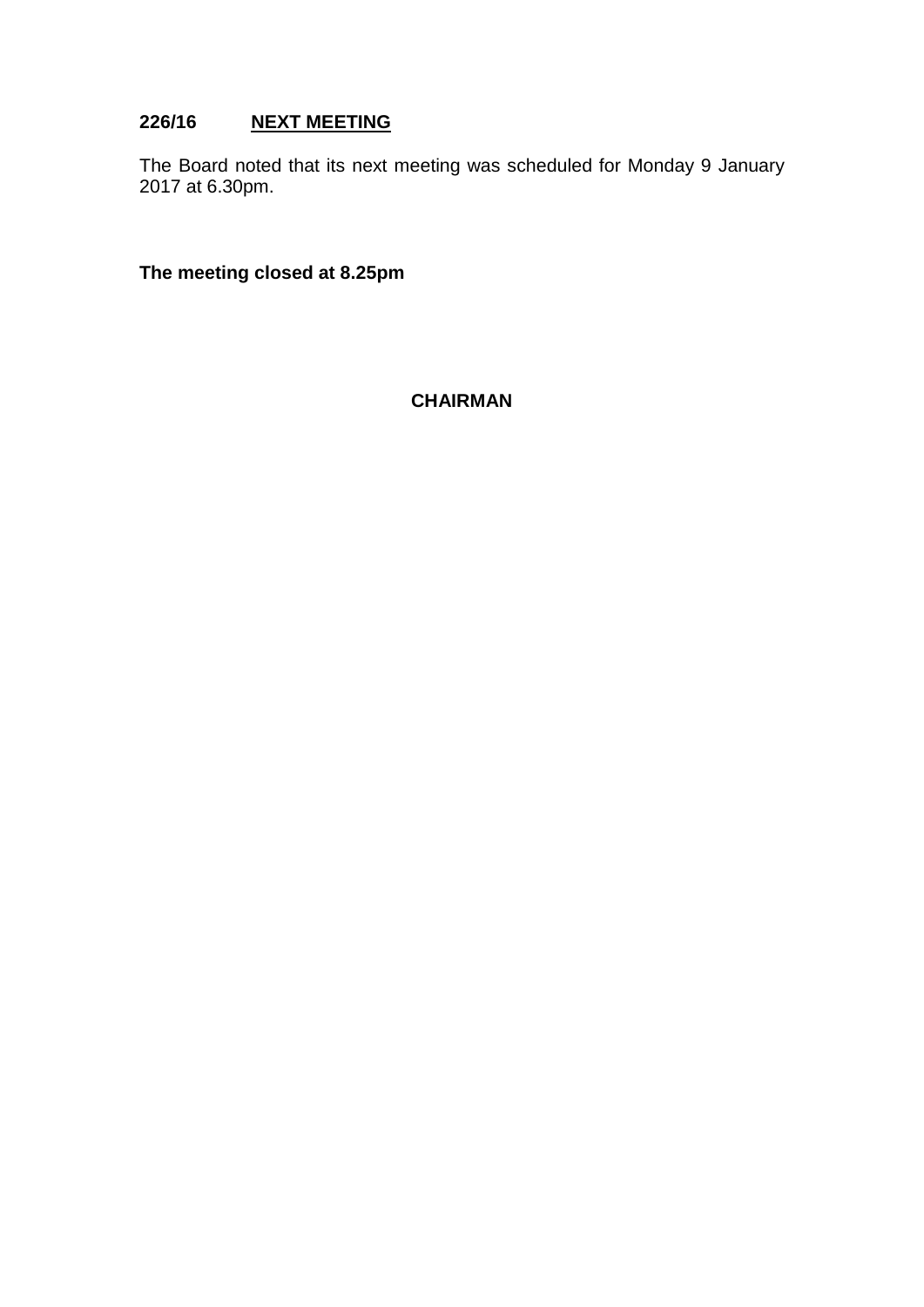**226/16 NEXT MEETING**

The Board noted that its next meeting was scheduled for Monday 9 January 2017 at 6.30pm.

**The meeting closed at 8.25pm**

**CHAIRMAN**